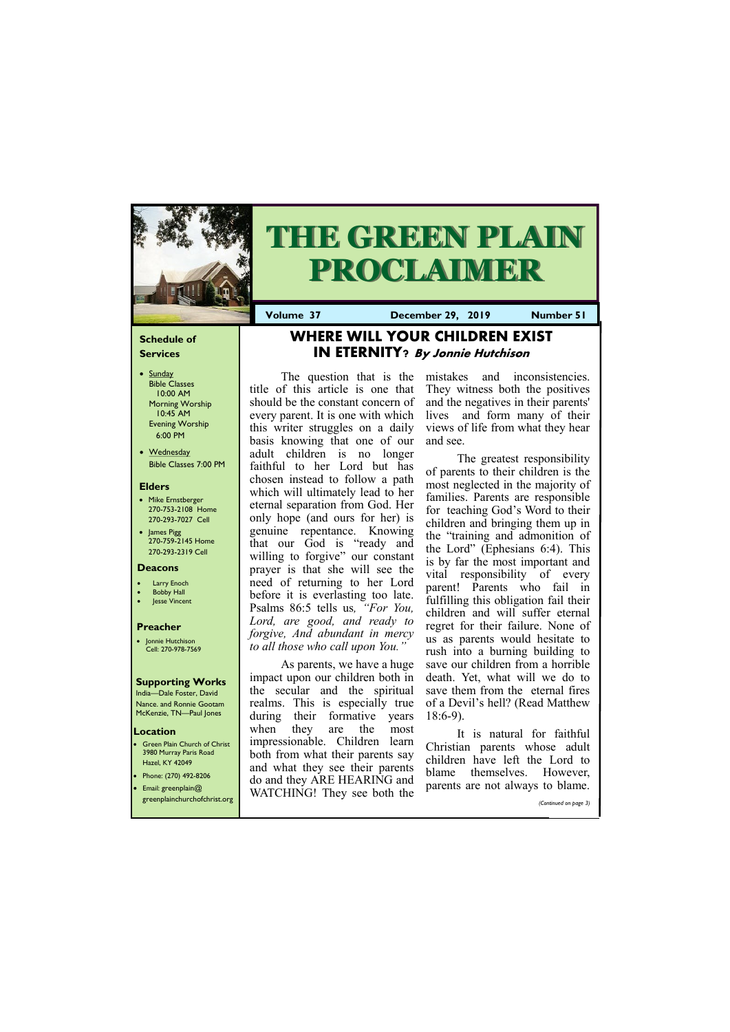# THE GREEN PLAIN PROCLAIMER

**Volume 37** | **December 29, 2019** | **Number 51**

### Schedule of Services

- Sunday
  Bible Classes 10:00 AM
  Morning Worship 10:45 AM
  Evening Worship 6:00 PM
- Wednesday
  Bible Classes 7:00 PM

### Elders

- Mike Ernstberger
  270-753-2108 Home
  270-293-7027 Cell
- James Pigg
  270-759-2145 Home
  270-293-2319 Cell

### Deacons

- Larry Enoch
- Bobby Hall
- Jesse Vincent

### Preacher

- Jonnie Hutchison
  Cell: 270-978-7569

### Supporting Works

India—Dale Foster, David Nance. and Ronnie Gootam
McKenzie, TN—Paul Jones

### Location

- Green Plain Church of Christ
  3980 Murray Paris Road
  Hazel, KY 42049
- Phone: (270) 492-8206
- Email: greenplain@greenplainchurchofchrist.org

## WHERE WILL YOUR CHILDREN EXIST IN ETERNITY? *By Jonnie Hutchison*

The question that is the title of this article is one that should be the constant concern of every parent. It is one with which this writer struggles on a daily basis knowing that one of our adult children is no longer faithful to her Lord but has chosen instead to follow a path which will ultimately lead to her eternal separation from God. Her only hope (and ours for her) is genuine repentance. Knowing that our God is "ready and willing to forgive" our constant prayer is that she will see the need of returning to her Lord before it is everlasting too late. Psalms 86:5 tells us*, "For You, Lord, are good, and ready to forgive, And abundant in mercy to all those who call upon You."*

As parents, we have a huge impact upon our children both in the secular and the spiritual realms. This is especially true during their formative years when they are the most impressionable. Children learn both from what their parents say and what they see their parents do and they ARE HEARING and WATCHING! They see both the mistakes and inconsistencies. They witness both the positives and the negatives in their parents' lives and form many of their views of life from what they hear and see.

The greatest responsibility of parents to their children is the most neglected in the majority of families. Parents are responsible for teaching God's Word to their children and bringing them up in the "training and admonition of the Lord" (Ephesians 6:4). This is by far the most important and vital responsibility of every parent! Parents who fail in fulfilling this obligation fail their children and will suffer eternal regret for their failure. None of us as parents would hesitate to rush into a burning building to save our children from a horrible death. Yet, what will we do to save them from the eternal fires of a Devil's hell? (Read Matthew 18:6-9).

It is natural for faithful Christian parents whose adult children have left the Lord to blame themselves. However, parents are not always to blame.

*(Continued on page 3)*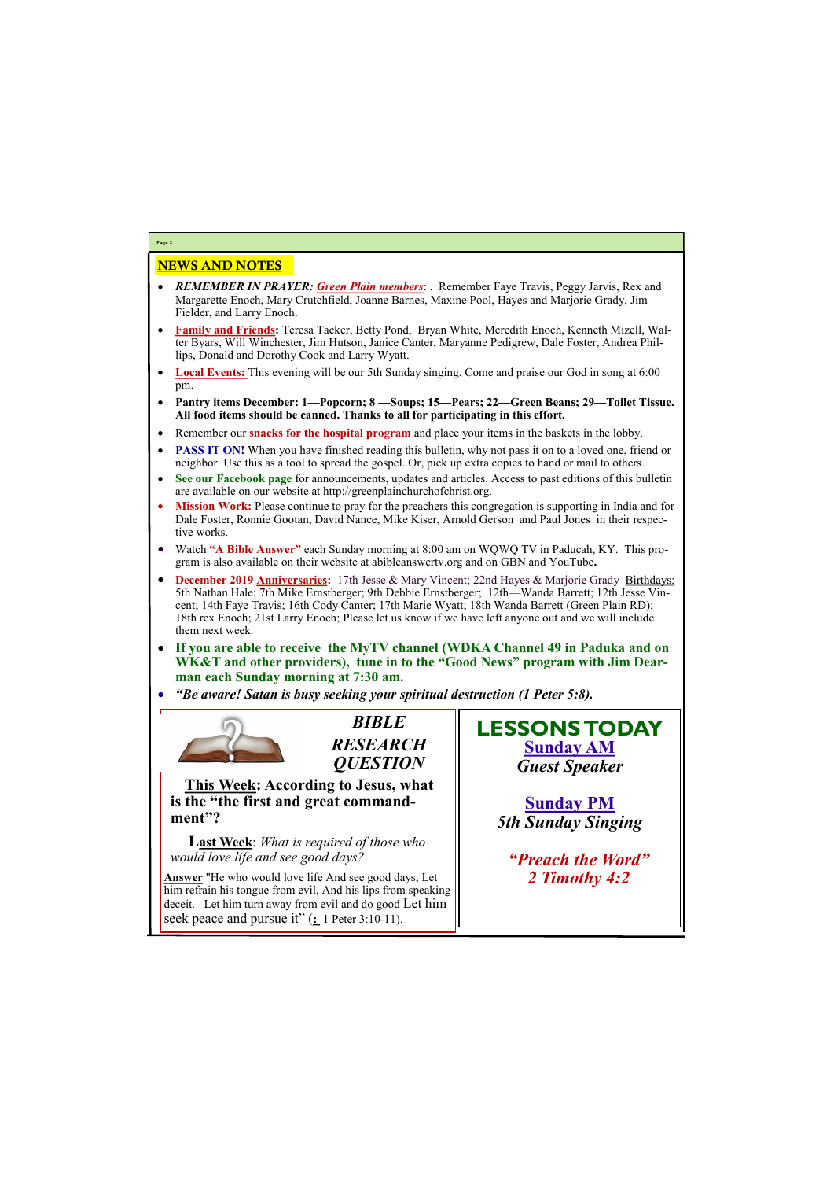## NEWS AND NOTES

- ***REMEMBER IN PRAYER: Green Plain members***: . Remember Faye Travis, Peggy Jarvis, Rex and Margarette Enoch, Mary Crutchfield, Joanne Barnes, Maxine Pool, Hayes and Marjorie Grady, Jim Fielder, and Larry Enoch.
- **Family and Friends:** Teresa Tacker, Betty Pond, Bryan White, Meredith Enoch, Kenneth Mizell, Walter Byars, Will Winchester, Jim Hutson, Janice Canter, Maryanne Pedigrew, Dale Foster, Andrea Phillips, Donald and Dorothy Cook and Larry Wyatt.
- **Local Events:** This evening will be our 5th Sunday singing. Come and praise our God in song at 6:00 pm.
- **Pantry items December: 1—Popcorn; 8 —Soups; 15—Pears; 22—Green Beans; 29—Toilet Tissue. All food items should be canned. Thanks to all for participating in this effort.**
- Remember our **snacks for the hospital program** and place your items in the baskets in the lobby.
- **PASS IT ON!** When you have finished reading this bulletin, why not pass it on to a loved one, friend or neighbor. Use this as a tool to spread the gospel. Or, pick up extra copies to hand or mail to others.
- **See our Facebook page** for announcements, updates and articles. Access to past editions of this bulletin are available on our website at http://greenplainchurchofchrist.org.
- **Mission Work:** Please continue to pray for the preachers this congregation is supporting in India and for Dale Foster, Ronnie Gootan, David Nance, Mike Kiser, Arnold Gerson and Paul Jones in their respective works.
- Watch **"A Bible Answer"** each Sunday morning at 8:00 am on WQWQ TV in Paducah, KY. This program is also available on their website at abibleanswertv.org and on GBN and YouTube**.**
- **December 2019 Anniversaries:** 17th Jesse & Mary Vincent; 22nd Hayes & Marjorie Grady Birthdays: 5th Nathan Hale; 7th Mike Ernstberger; 9th Debbie Ernstberger; 12th—Wanda Barrett; 12th Jesse Vincent; 14th Faye Travis; 16th Cody Canter; 17th Marie Wyatt; 18th Wanda Barrett (Green Plain RD); 18th rex Enoch; 21st Larry Enoch; Please let us know if we have left anyone out and we will include them next week.
- **If you are able to receive the MyTV channel (WDKA Channel 49 in Paduka and on WK&T and other providers), tune in to the "Good News" program with Jim Dearman each Sunday morning at 7:30 am.**
- ***"Be aware! Satan is busy seeking your spiritual destruction (1 Peter 5:8).***

### *BIBLE RESEARCH QUESTION*

**This Week: According to Jesus, what is the "the first and great commandment"?**

**Last Week**: *What is required of those who would love life and see good days?*

**Answer** "He who would love life And see good days, Let him refrain his tongue from evil, And his lips from speaking deceit. Let him turn away from evil and do good Let him seek peace and pursue it" (: 1 Peter 3:10-11).

### LESSONS TODAY

**Sunday AM**

***Guest Speaker***

**Sunday PM**

***5th Sunday Singing***

***"Preach the Word"***
***2 Timothy 4:2***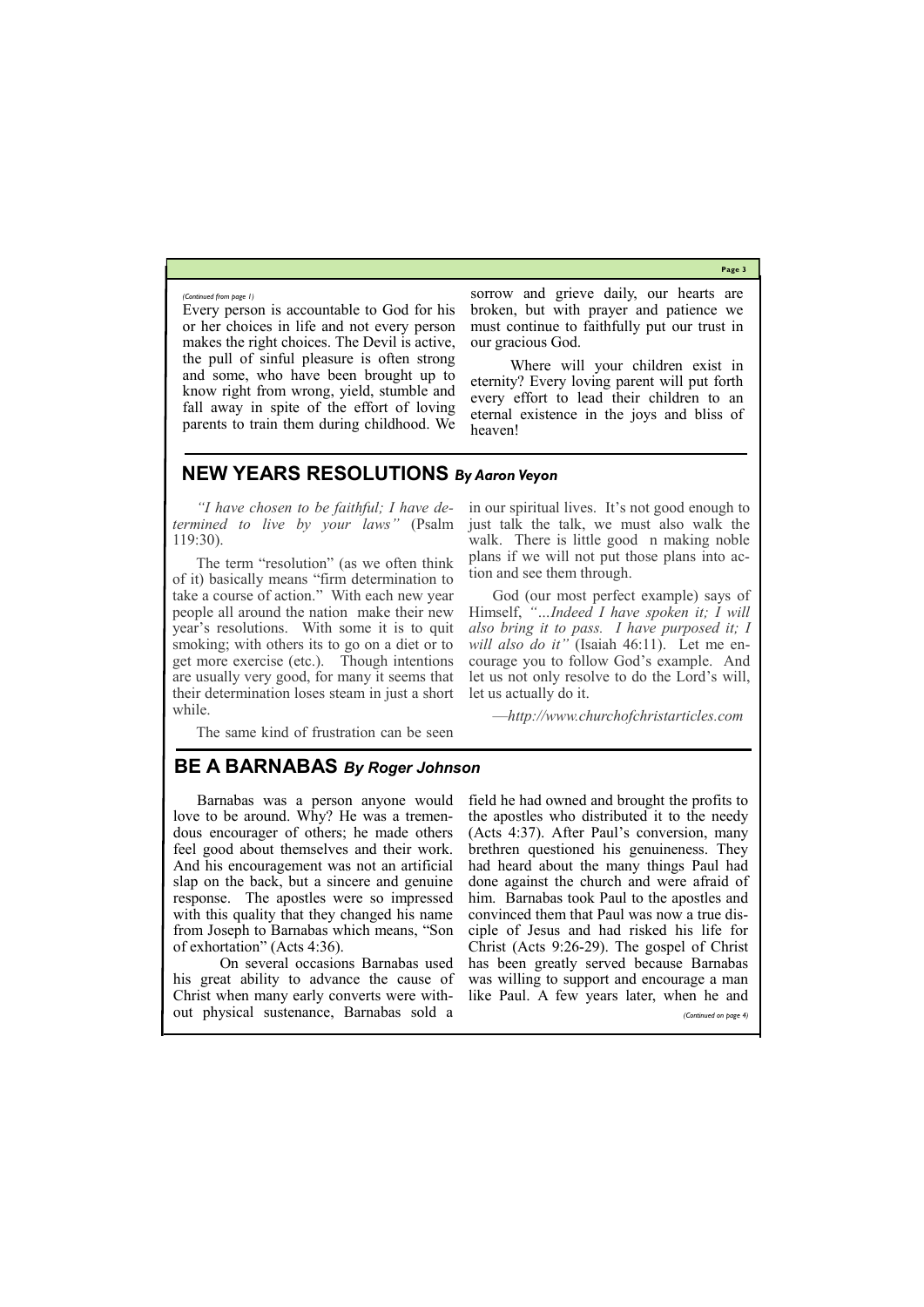*(Continued from page 1)*

Every person is accountable to God for his or her choices in life and not every person makes the right choices. The Devil is active, the pull of sinful pleasure is often strong and some, who have been brought up to know right from wrong, yield, stumble and fall away in spite of the effort of loving parents to train them during childhood. We sorrow and grieve daily, our hearts are broken, but with prayer and patience we must continue to faithfully put our trust in our gracious God.

Where will your children exist in eternity? Every loving parent will put forth every effort to lead their children to an eternal existence in the joys and bliss of heaven!

## NEW YEARS RESOLUTIONS *By Aaron Veyon*

*"I have chosen to be faithful; I have determined to live by your laws"* (Psalm 119:30).

The term "resolution" (as we often think of it) basically means "firm determination to take a course of action." With each new year people all around the nation make their new year's resolutions. With some it is to quit smoking; with others its to go on a diet or to get more exercise (etc.). Though intentions are usually very good, for many it seems that their determination loses steam in just a short while.

The same kind of frustration can be seen in our spiritual lives. It's not good enough to just talk the talk, we must also walk the walk. There is little good n making noble plans if we will not put those plans into action and see them through.

God (our most perfect example) says of Himself, *"…Indeed I have spoken it; I will also bring it to pass. I have purposed it; I will also do it"* (Isaiah 46:11). Let me encourage you to follow God's example. And let us not only resolve to do the Lord's will, let us actually do it.

—*http://www.churchofchristarticles.com*

## BE A BARNABAS *By Roger Johnson*

Barnabas was a person anyone would love to be around. Why? He was a tremendous encourager of others; he made others feel good about themselves and their work. And his encouragement was not an artificial slap on the back, but a sincere and genuine response. The apostles were so impressed with this quality that they changed his name from Joseph to Barnabas which means, "Son of exhortation" (Acts 4:36).

On several occasions Barnabas used his great ability to advance the cause of Christ when many early converts were without physical sustenance, Barnabas sold a field he had owned and brought the profits to the apostles who distributed it to the needy (Acts 4:37). After Paul's conversion, many brethren questioned his genuineness. They had heard about the many things Paul had done against the church and were afraid of him. Barnabas took Paul to the apostles and convinced them that Paul was now a true disciple of Jesus and had risked his life for Christ (Acts 9:26-29). The gospel of Christ has been greatly served because Barnabas was willing to support and encourage a man like Paul. A few years later, when he and

*(Continued on page 4)*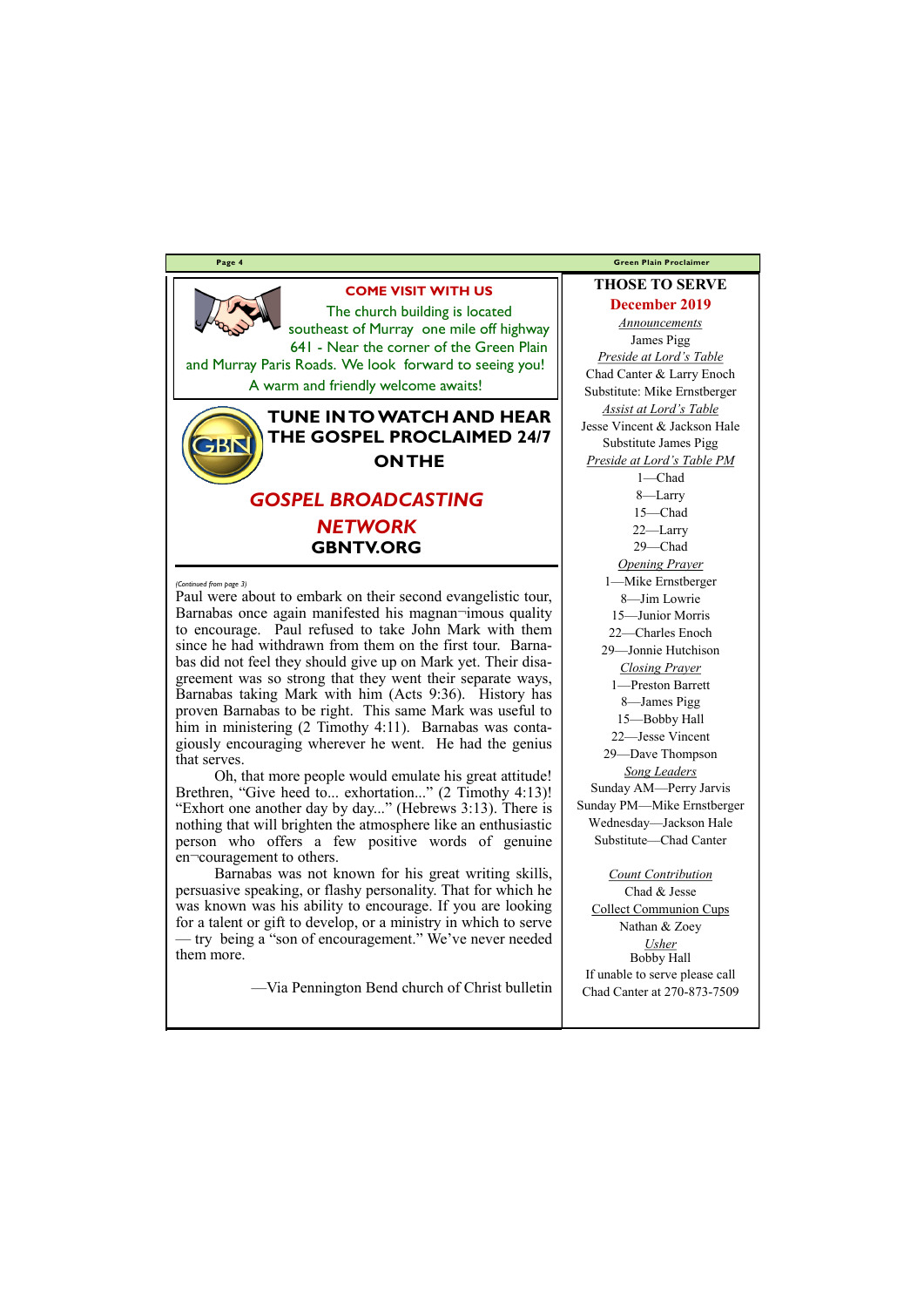## COME VISIT WITH US

The church building is located southeast of Murray one mile off highway 641 - Near the corner of the Green Plain and Murray Paris Roads. We look forward to seeing you! A warm and friendly welcome awaits!

## TUNE IN TO WATCH AND HEAR THE GOSPEL PROCLAIMED 24/7 ON THE

## *GOSPEL BROADCASTING NETWORK*

**GBNTV.ORG**

*(Continued from page 3)*

Paul were about to embark on their second evangelistic tour, Barnabas once again manifested his magnan¬imous quality to encourage. Paul refused to take John Mark with them since he had withdrawn from them on the first tour. Barnabas did not feel they should give up on Mark yet. Their disagreement was so strong that they went their separate ways, Barnabas taking Mark with him (Acts 9:36). History has proven Barnabas to be right. This same Mark was useful to him in ministering (2 Timothy 4:11). Barnabas was contagiously encouraging wherever he went. He had the genius that serves.

Oh, that more people would emulate his great attitude! Brethren, "Give heed to... exhortation..." (2 Timothy 4:13)! "Exhort one another day by day..." (Hebrews 3:13). There is nothing that will brighten the atmosphere like an enthusiastic person who offers a few positive words of genuine en¬couragement to others.

Barnabas was not known for his great writing skills, persuasive speaking, or flashy personality. That for which he was known was his ability to encourage. If you are looking for a talent or gift to develop, or a ministry in which to serve — try being a "son of encouragement." We've never needed them more.

—Via Pennington Bend church of Christ bulletin

## THOSE TO SERVE

## December 2019

*Announcements*
James Pigg

*Preside at Lord's Table*
Chad Canter & Larry Enoch
Substitute: Mike Ernstberger

*Assist at Lord's Table*
Jesse Vincent & Jackson Hale
Substitute James Pigg

*Preside at Lord's Table PM*
1—Chad
8—Larry
15—Chad
22—Larry
29—Chad

*Opening Prayer*
1—Mike Ernstberger
8—Jim Lowrie
15—Junior Morris
22—Charles Enoch
29—Jonnie Hutchison

*Closing Prayer*
1—Preston Barrett
8—James Pigg
15—Bobby Hall
22—Jesse Vincent
29—Dave Thompson

*Song Leaders*
Sunday AM—Perry Jarvis
Sunday PM—Mike Ernstberger
Wednesday—Jackson Hale
Substitute—Chad Canter

*Count Contribution*
Chad & Jesse

Collect Communion Cups
Nathan & Zoey

*Usher*
Bobby Hall

If unable to serve please call Chad Canter at 270-873-7509